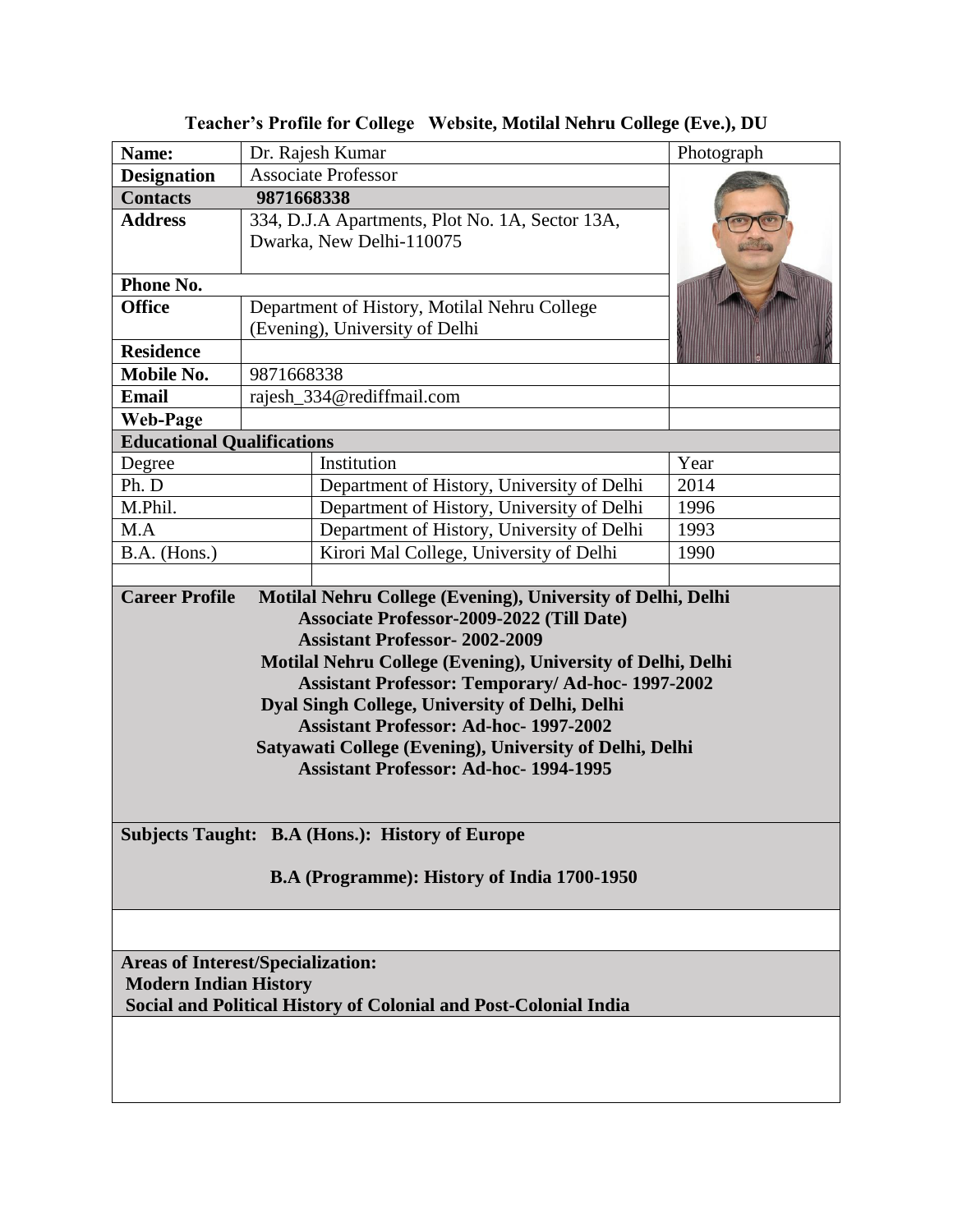**Teacher's Profile for College Website, Motilal Nehru College (Eve.), DU**

| **Name:** | Dr. Rajesh Kumar | Photograph |
|---|---|---|
| **Designation** | Associate Professor | |
| **Contacts** | **9871668338** | |
| **Address** | 334, D.J.A Apartments, Plot No. 1A, Sector 13A, Dwarka, New Delhi-110075 | |
| **Phone No.** | | |
| **Office** | Department of History, Motilal Nehru College (Evening), University of Delhi | |
| **Residence** | | |
| **Mobile No.** | 9871668338 | |
| **Email** | rajesh_334@rediffmail.com | |
| **Web-Page** | | |

**Educational Qualifications**

| Degree | Institution | Year |
|---|---|---|
| Ph. D | Department of History, University of Delhi | 2014 |
| M.Phil. | Department of History, University of Delhi | 1996 |
| M.A | Department of History, University of Delhi | 1993 |
| B.A. (Hons.) | Kirori Mal College, University of Delhi | 1990 |
| | | |

**Career Profile**

**Motilal Nehru College (Evening), University of Delhi, Delhi**
- **Associate Professor-2009-2022 (Till Date)**
- **Assistant Professor- 2002-2009**

**Motilal Nehru College (Evening), University of Delhi, Delhi**
- **Assistant Professor: Temporary/ Ad-hoc- 1997-2002**

**Dyal Singh College, University of Delhi, Delhi**
- **Assistant Professor: Ad-hoc- 1997-2002**

**Satyawati College (Evening), University of Delhi, Delhi**
- **Assistant Professor: Ad-hoc- 1994-1995**

**Subjects Taught: B.A (Hons.): History of Europe**

**B.A (Programme): History of India 1700-1950**

**Areas of Interest/Specialization:**

**Modern Indian History**

**Social and Political History of Colonial and Post-Colonial India**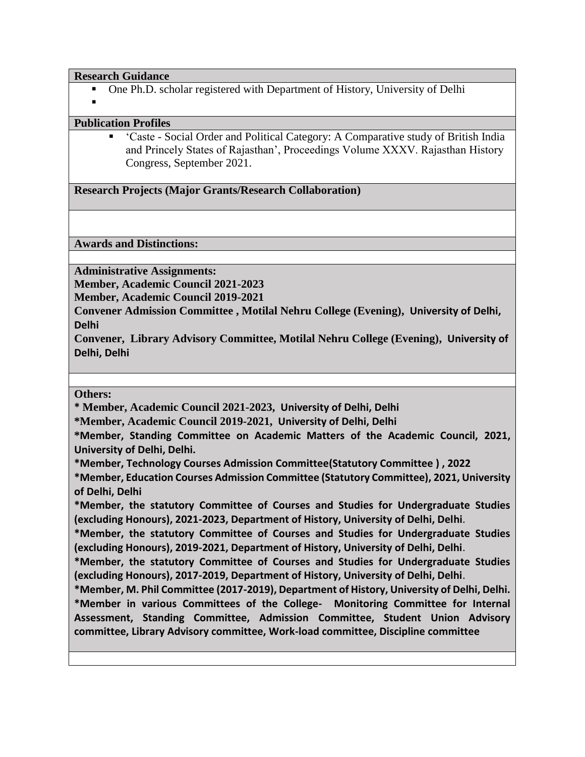**Research Guidance**

- One Ph.D. scholar registered with Department of History, University of Delhi
-

**Publication Profiles**

- 'Caste - Social Order and Political Category: A Comparative study of British India and Princely States of Rajasthan', Proceedings Volume XXXV. Rajasthan History Congress, September 2021.

**Research Projects (Major Grants/Research Collaboration)**

**Awards and Distinctions:**

**Administrative Assignments:**
**Member, Academic Council 2021-2023**
**Member, Academic Council 2019-2021**
**Convener Admission Committee , Motilal Nehru College (Evening), University of Delhi, Delhi**
**Convener, Library Advisory Committee, Motilal Nehru College (Evening), University of Delhi, Delhi**

**Others:**
**\* Member, Academic Council 2021-2023, University of Delhi, Delhi**
**\*Member, Academic Council 2019-2021, University of Delhi, Delhi**
**\*Member, Standing Committee on Academic Matters of the Academic Council, 2021, University of Delhi, Delhi.**
**\*Member, Technology Courses Admission Committee(Statutory Committee ) , 2022**
**\*Member, Education Courses Admission Committee (Statutory Committee), 2021, University of Delhi, Delhi**
**\*Member, the statutory Committee of Courses and Studies for Undergraduate Studies (excluding Honours), 2021-2023, Department of History, University of Delhi, Delhi**.
**\*Member, the statutory Committee of Courses and Studies for Undergraduate Studies (excluding Honours), 2019-2021, Department of History, University of Delhi, Delhi**.
**\*Member, the statutory Committee of Courses and Studies for Undergraduate Studies (excluding Honours), 2017-2019, Department of History, University of Delhi, Delhi**.
**\*Member, M. Phil Committee (2017-2019), Department of History, University of Delhi, Delhi.**
**\*Member in various Committees of the College- Monitoring Committee for Internal Assessment, Standing Committee, Admission Committee, Student Union Advisory committee, Library Advisory committee, Work-load committee, Discipline committee**